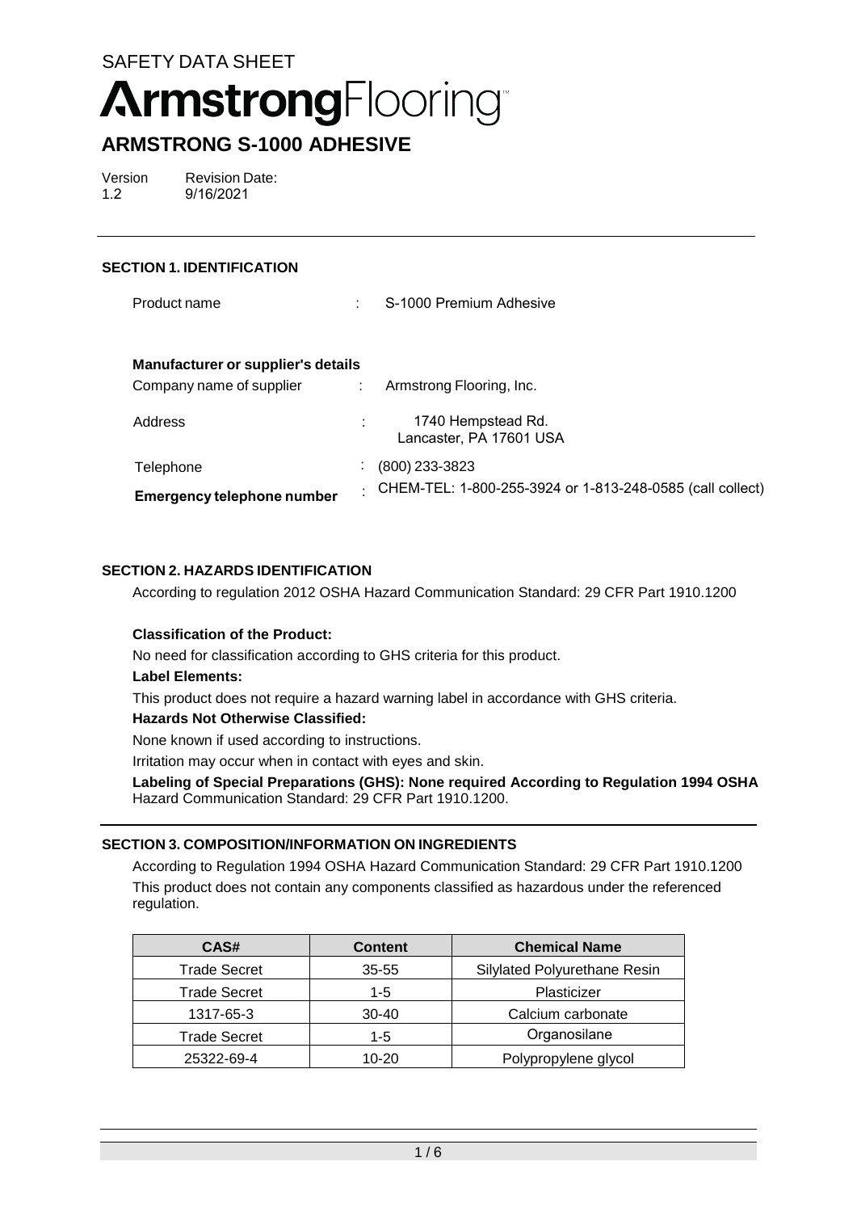SAFETY DATA SHEET

**ArmstrongFlooring**™

# ARMSTRONG S-1000 ADHESIVE

Version 1.2 &nbsp;&nbsp;&nbsp; Revision Date: 9/16/2021

## SECTION 1. IDENTIFICATION

Product name : S-1000 Premium Adhesive

**Manufacturer or supplier's details**

Company name of supplier : Armstrong Flooring, Inc.

Address : 1740 Hempstead Rd. Lancaster, PA 17601 USA

Telephone : (800) 233-3823

**Emergency telephone number** : CHEM-TEL: 1-800-255-3924 or 1-813-248-0585 (call collect)

## SECTION 2. HAZARDS IDENTIFICATION

According to regulation 2012 OSHA Hazard Communication Standard: 29 CFR Part 1910.1200

**Classification of the Product:**

No need for classification according to GHS criteria for this product.

**Label Elements:**

This product does not require a hazard warning label in accordance with GHS criteria.

**Hazards Not Otherwise Classified:**

None known if used according to instructions.

Irritation may occur when in contact with eyes and skin.

**Labeling of Special Preparations (GHS): None required According to Regulation 1994 OSHA** Hazard Communication Standard: 29 CFR Part 1910.1200.

## SECTION 3. COMPOSITION/INFORMATION ON INGREDIENTS

According to Regulation 1994 OSHA Hazard Communication Standard: 29 CFR Part 1910.1200

This product does not contain any components classified as hazardous under the referenced regulation.

| CAS# | Content | Chemical Name |
|---|---|---|
| Trade Secret | 35-55 | Silylated Polyurethane Resin |
| Trade Secret | 1-5 | Plasticizer |
| 1317-65-3 | 30-40 | Calcium carbonate |
| Trade Secret | 1-5 | Organosilane |
| 25322-69-4 | 10-20 | Polypropylene glycol |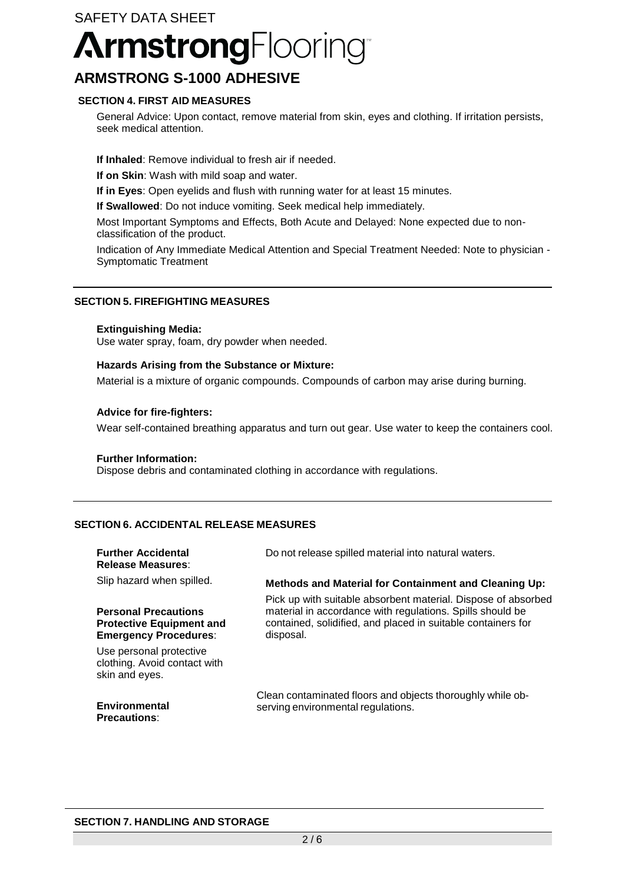## SECTION 4. FIRST AID MEASURES

General Advice: Upon contact, remove material from skin, eyes and clothing. If irritation persists, seek medical attention.

**If Inhaled**: Remove individual to fresh air if needed.

**If on Skin**: Wash with mild soap and water.

**If in Eyes**: Open eyelids and flush with running water for at least 15 minutes.

**If Swallowed**: Do not induce vomiting. Seek medical help immediately.

Most Important Symptoms and Effects, Both Acute and Delayed: None expected due to non-classification of the product.

Indication of Any Immediate Medical Attention and Special Treatment Needed: Note to physician - Symptomatic Treatment

## SECTION 5. FIREFIGHTING MEASURES

**Extinguishing Media:**
Use water spray, foam, dry powder when needed.

**Hazards Arising from the Substance or Mixture:**

Material is a mixture of organic compounds. Compounds of carbon may arise during burning.

**Advice for fire-fighters:**

Wear self-contained breathing apparatus and turn out gear. Use water to keep the containers cool.

**Further Information:**
Dispose debris and contaminated clothing in accordance with regulations.

## SECTION 6. ACCIDENTAL RELEASE MEASURES

**Further Accidental Release Measures**: Do not release spilled material into natural waters.

Slip hazard when spilled.

**Personal Precautions Protective Equipment and Emergency Procedures**:

Use personal protective clothing. Avoid contact with skin and eyes.

**Methods and Material for Containment and Cleaning Up:**

Pick up with suitable absorbent material. Dispose of absorbed material in accordance with regulations. Spills should be contained, solidified, and placed in suitable containers for disposal.

**Environmental Precautions**: Clean contaminated floors and objects thoroughly while observing environmental regulations.

## SECTION 7. HANDLING AND STORAGE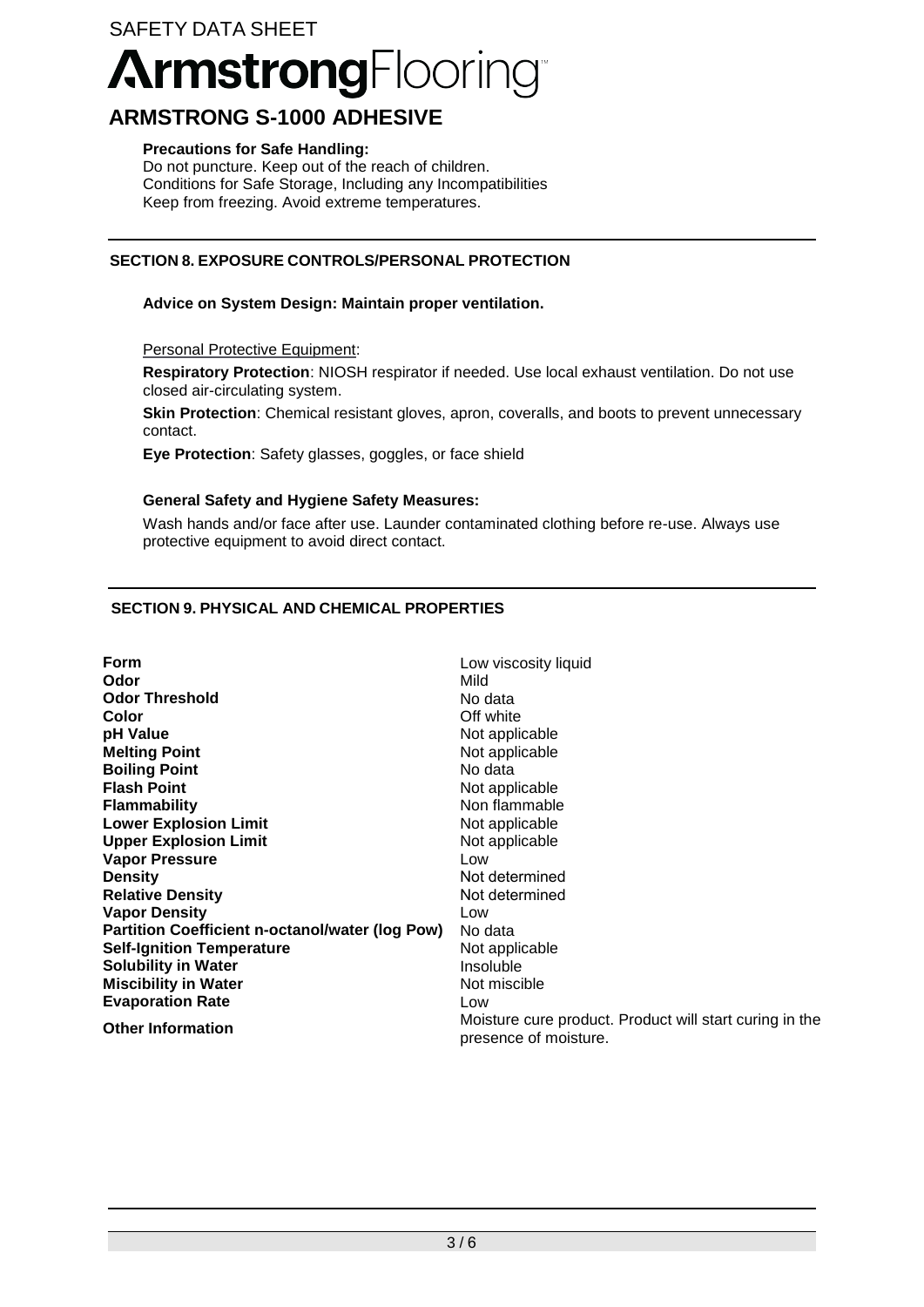**Precautions for Safe Handling:**

Do not puncture. Keep out of the reach of children.
Conditions for Safe Storage, Including any Incompatibilities
Keep from freezing. Avoid extreme temperatures.

## SECTION 8. EXPOSURE CONTROLS/PERSONAL PROTECTION

**Advice on System Design: Maintain proper ventilation.**

Personal Protective Equipment:

**Respiratory Protection**: NIOSH respirator if needed. Use local exhaust ventilation. Do not use closed air-circulating system.

**Skin Protection**: Chemical resistant gloves, apron, coveralls, and boots to prevent unnecessary contact.

**Eye Protection**: Safety glasses, goggles, or face shield

**General Safety and Hygiene Safety Measures:**

Wash hands and/or face after use. Launder contaminated clothing before re-use. Always use protective equipment to avoid direct contact.

## SECTION 9. PHYSICAL AND CHEMICAL PROPERTIES

| | |
|---|---|
| **Form** | Low viscosity liquid |
| **Odor** | Mild |
| **Odor Threshold** | No data |
| **Color** | Off white |
| **pH Value** | Not applicable |
| **Melting Point** | Not applicable |
| **Boiling Point** | No data |
| **Flash Point** | Not applicable |
| **Flammability** | Non flammable |
| **Lower Explosion Limit** | Not applicable |
| **Upper Explosion Limit** | Not applicable |
| **Vapor Pressure** | Low |
| **Density** | Not determined |
| **Relative Density** | Not determined |
| **Vapor Density** | Low |
| **Partition Coefficient n-octanol/water (log Pow)** | No data |
| **Self-Ignition Temperature** | Not applicable |
| **Solubility in Water** | Insoluble |
| **Miscibility in Water** | Not miscible |
| **Evaporation Rate** | Low |
| **Other Information** | Moisture cure product. Product will start curing in the presence of moisture. |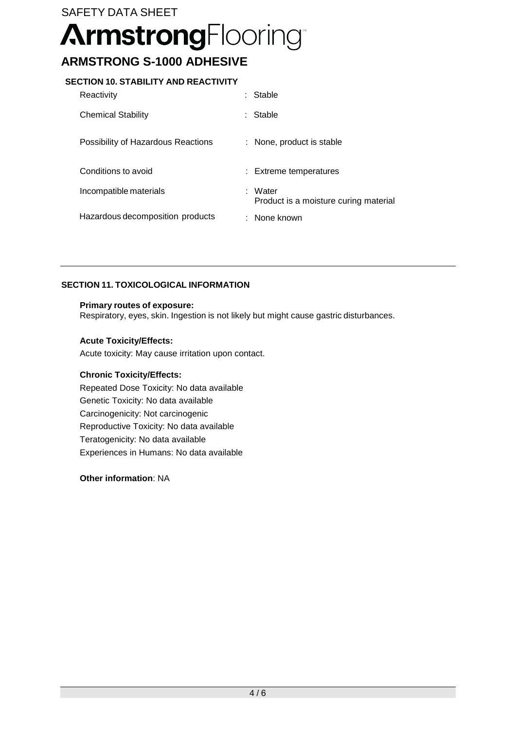## SECTION 10. STABILITY AND REACTIVITY

| | |
|---|---|
| Reactivity | : Stable |
| Chemical Stability | : Stable |
| Possibility of Hazardous Reactions | : None, product is stable |
| Conditions to avoid | : Extreme temperatures |
| Incompatible materials | : Water<br>Product is a moisture curing material |
| Hazardous decomposition products | : None known |

## SECTION 11. TOXICOLOGICAL INFORMATION

**Primary routes of exposure:**
Respiratory, eyes, skin. Ingestion is not likely but might cause gastric disturbances.

**Acute Toxicity/Effects:**
Acute toxicity: May cause irritation upon contact.

**Chronic Toxicity/Effects:**
Repeated Dose Toxicity: No data available
Genetic Toxicity: No data available
Carcinogenicity: Not carcinogenic
Reproductive Toxicity: No data available
Teratogenicity: No data available
Experiences in Humans: No data available

**Other information**: NA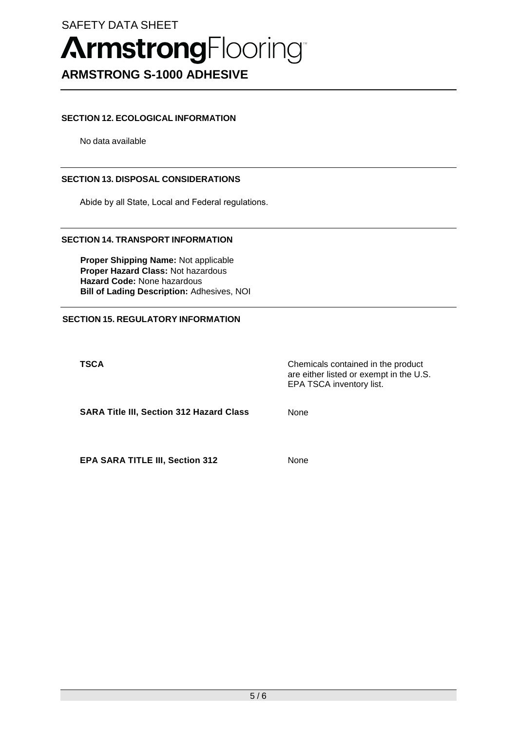## SECTION 12. ECOLOGICAL INFORMATION

No data available

## SECTION 13. DISPOSAL CONSIDERATIONS

Abide by all State, Local and Federal regulations.

## SECTION 14. TRANSPORT INFORMATION

**Proper Shipping Name:** Not applicable
**Proper Hazard Class:** Not hazardous
**Hazard Code:** None hazardous
**Bill of Lading Description:** Adhesives, NOI

## SECTION 15. REGULATORY INFORMATION

| | |
|---|---|
| **TSCA** | Chemicals contained in the product are either listed or exempt in the U.S. EPA TSCA inventory list. |
| **SARA Title III, Section 312 Hazard Class** | None |
| **EPA SARA TITLE III, Section 312** | None |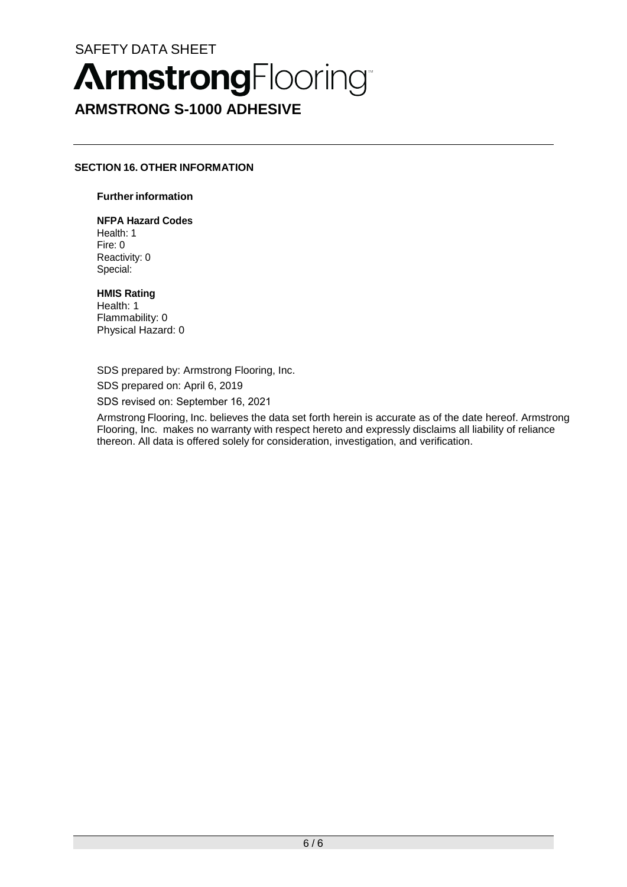## SECTION 16. OTHER INFORMATION

**Further information**

**NFPA Hazard Codes**
Health: 1
Fire: 0
Reactivity: 0
Special:

**HMIS Rating**
Health: 1
Flammability: 0
Physical Hazard: 0

SDS prepared by: Armstrong Flooring, Inc.

SDS prepared on: April 6, 2019

SDS revised on: September 16, 2021

Armstrong Flooring, Inc. believes the data set forth herein is accurate as of the date hereof. Armstrong Flooring, Inc. makes no warranty with respect hereto and expressly disclaims all liability of reliance thereon. All data is offered solely for consideration, investigation, and verification.